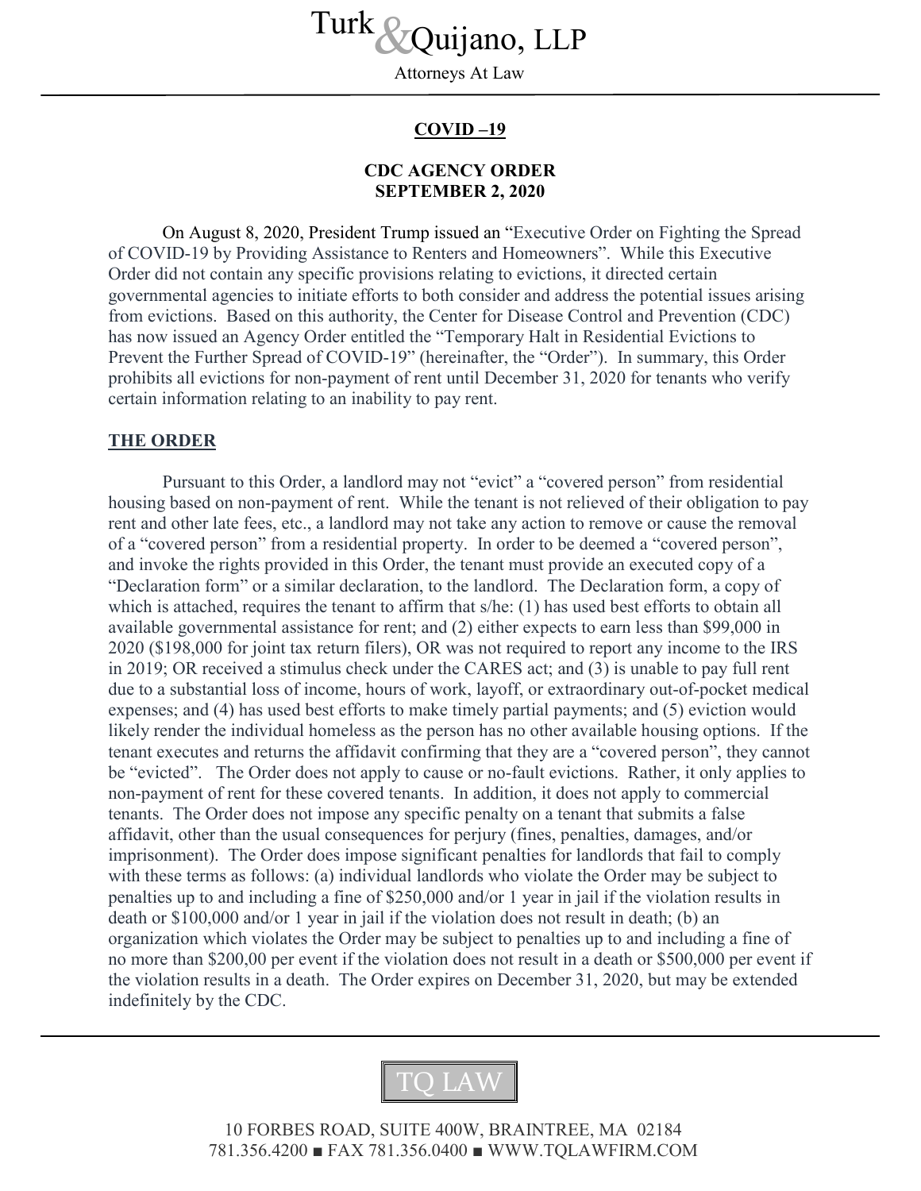# Turk & Quijano, LLP

Attorneys At Law

## COVID –19

### CDC AGENCY ORDER SEPTEMBER 2, 2020

On August 8, 2020, President Trump issued an "Executive Order on Fighting the Spread of COVID-19 by Providing Assistance to Renters and Homeowners". While this Executive Order did not contain any specific provisions relating to evictions, it directed certain governmental agencies to initiate efforts to both consider and address the potential issues arising from evictions. Based on this authority, the Center for Disease Control and Prevention (CDC) has now issued an Agency Order entitled the "Temporary Halt in Residential Evictions to Prevent the Further Spread of COVID-19" (hereinafter, the "Order"). In summary, this Order prohibits all evictions for non-payment of rent until December 31, 2020 for tenants who verify certain information relating to an inability to pay rent.

### THE ORDER

Pursuant to this Order, a landlord may not "evict" a "covered person" from residential housing based on non-payment of rent. While the tenant is not relieved of their obligation to pay rent and other late fees, etc., a landlord may not take any action to remove or cause the removal of a "covered person" from a residential property. In order to be deemed a "covered person", and invoke the rights provided in this Order, the tenant must provide an executed copy of a "Declaration form" or a similar declaration, to the landlord. The Declaration form, a copy of which is attached, requires the tenant to affirm that s/he: (1) has used best efforts to obtain all available governmental assistance for rent; and (2) either expects to earn less than $99,000 in 2020 ($198,000 for joint tax return filers), OR was not required to report any income to the IRS in 2019; OR received a stimulus check under the CARES act; and (3) is unable to pay full rent due to a substantial loss of income, hours of work, layoff, or extraordinary out-of-pocket medical expenses; and (4) has used best efforts to make timely partial payments; and (5) eviction would likely render the individual homeless as the person has no other available housing options. If the tenant executes and returns the affidavit confirming that they are a "covered person", they cannot be "evicted". The Order does not apply to cause or no-fault evictions. Rather, it only applies to non-payment of rent for these covered tenants. In addition, it does not apply to commercial tenants. The Order does not impose any specific penalty on a tenant that submits a false affidavit, other than the usual consequences for perjury (fines, penalties, damages, and/or imprisonment). The Order does impose significant penalties for landlords that fail to comply with these terms as follows: (a) individual landlords who violate the Order may be subject to penalties up to and including a fine of $250,000 and/or 1 year in jail if the violation results in death or $100,000 and/or 1 year in jail if the violation does not result in death; (b) an organization which violates the Order may be subject to penalties up to and including a fine of no more than $200,00 per event if the violation does not result in a death or $500,000 per event if the violation results in a death. The Order expires on December 31, 2020, but may be extended indefinitely by the CDC.

TQ LAW

10 FORBES ROAD, SUITE 400W, BRAINTREE, MA 02184
781.356.4200 ■ FAX 781.356.0400 ■ WWW.TQLAWFIRM.COM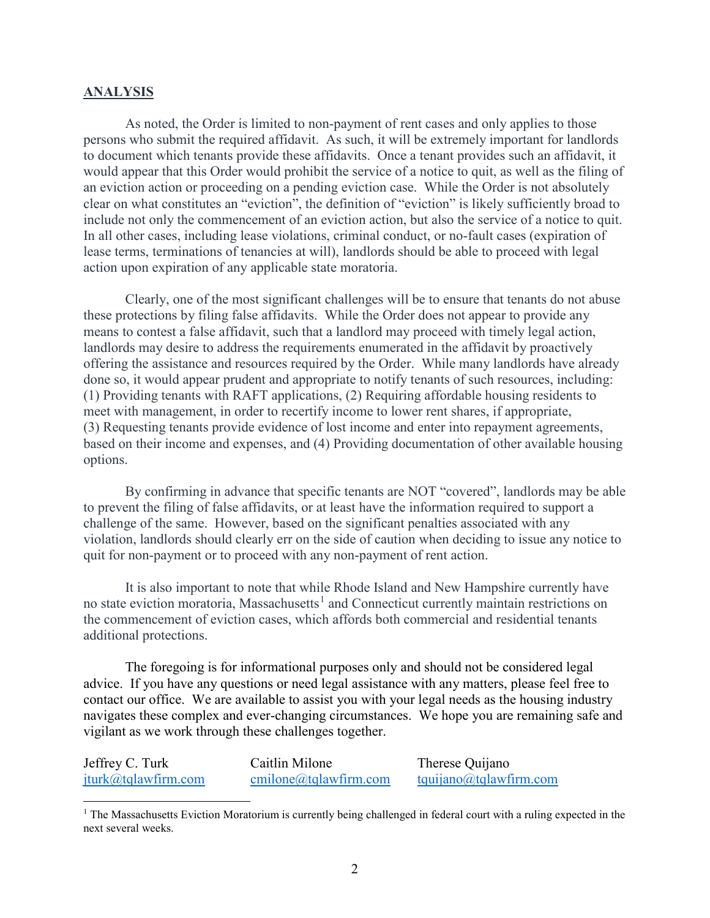## ANALYSIS

As noted, the Order is limited to non-payment of rent cases and only applies to those persons who submit the required affidavit. As such, it will be extremely important for landlords to document which tenants provide these affidavits. Once a tenant provides such an affidavit, it would appear that this Order would prohibit the service of a notice to quit, as well as the filing of an eviction action or proceeding on a pending eviction case. While the Order is not absolutely clear on what constitutes an "eviction", the definition of "eviction" is likely sufficiently broad to include not only the commencement of an eviction action, but also the service of a notice to quit. In all other cases, including lease violations, criminal conduct, or no-fault cases (expiration of lease terms, terminations of tenancies at will), landlords should be able to proceed with legal action upon expiration of any applicable state moratoria.

Clearly, one of the most significant challenges will be to ensure that tenants do not abuse these protections by filing false affidavits. While the Order does not appear to provide any means to contest a false affidavit, such that a landlord may proceed with timely legal action, landlords may desire to address the requirements enumerated in the affidavit by proactively offering the assistance and resources required by the Order. While many landlords have already done so, it would appear prudent and appropriate to notify tenants of such resources, including: (1) Providing tenants with RAFT applications, (2) Requiring affordable housing residents to meet with management, in order to recertify income to lower rent shares, if appropriate, (3) Requesting tenants provide evidence of lost income and enter into repayment agreements, based on their income and expenses, and (4) Providing documentation of other available housing options.

By confirming in advance that specific tenants are NOT "covered", landlords may be able to prevent the filing of false affidavits, or at least have the information required to support a challenge of the same. However, based on the significant penalties associated with any violation, landlords should clearly err on the side of caution when deciding to issue any notice to quit for non-payment or to proceed with any non-payment of rent action.

It is also important to note that while Rhode Island and New Hampshire currently have no state eviction moratoria, Massachusetts[1] and Connecticut currently maintain restrictions on the commencement of eviction cases, which affords both commercial and residential tenants additional protections.

The foregoing is for informational purposes only and should not be considered legal advice. If you have any questions or need legal assistance with any matters, please feel free to contact our office. We are available to assist you with your legal needs as the housing industry navigates these complex and ever-changing circumstances. We hope you are remaining safe and vigilant as we work through these challenges together.

| | | |
|---|---|---|
| Jeffrey C. Turk | Caitlin Milone | Therese Quijano |
| jturk@tqlawfirm.com | cmilone@tqlawfirm.com | tquijano@tqlawfirm.com |

[1] The Massachusetts Eviction Moratorium is currently being challenged in federal court with a ruling expected in the next several weeks.